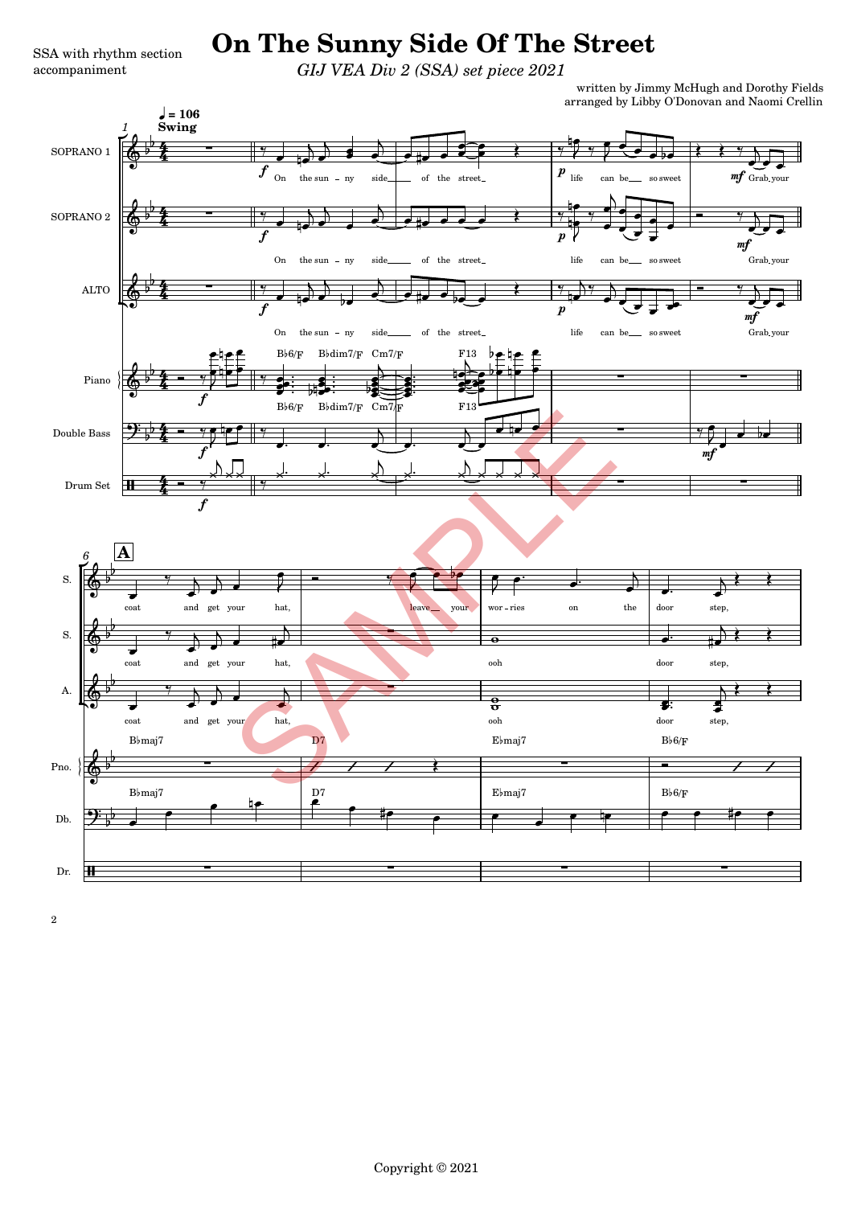SSA with rhythm section accompaniment

# On The Sunny Side Of The Street

*GIJ VEA Div 2 (SSA) set piece 2021*

written by Jimmy McHugh and Dorothy Fields
arranged by Libby O'Donovan and Naomi Crellin

Copyright © 2021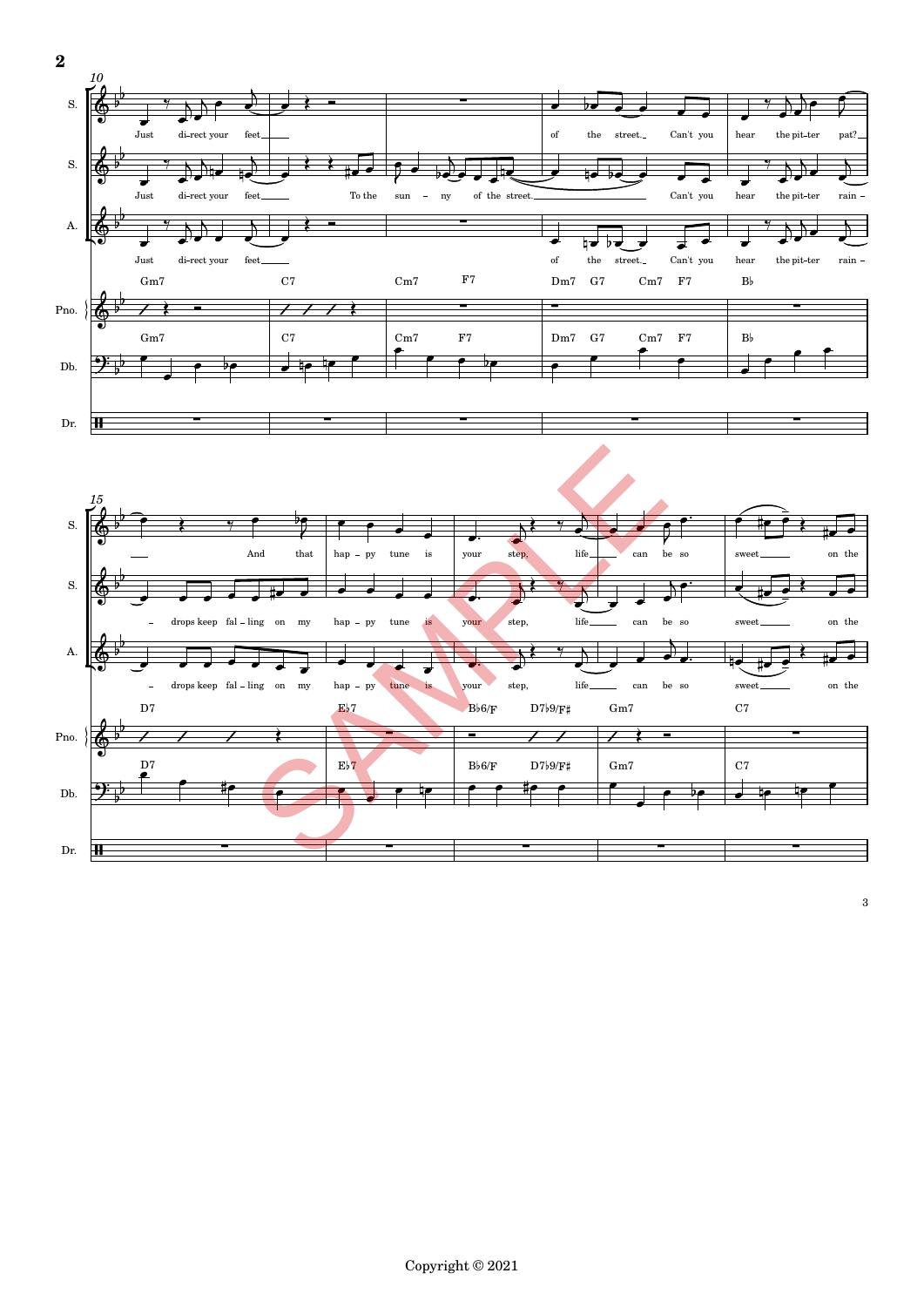Copyright © 2021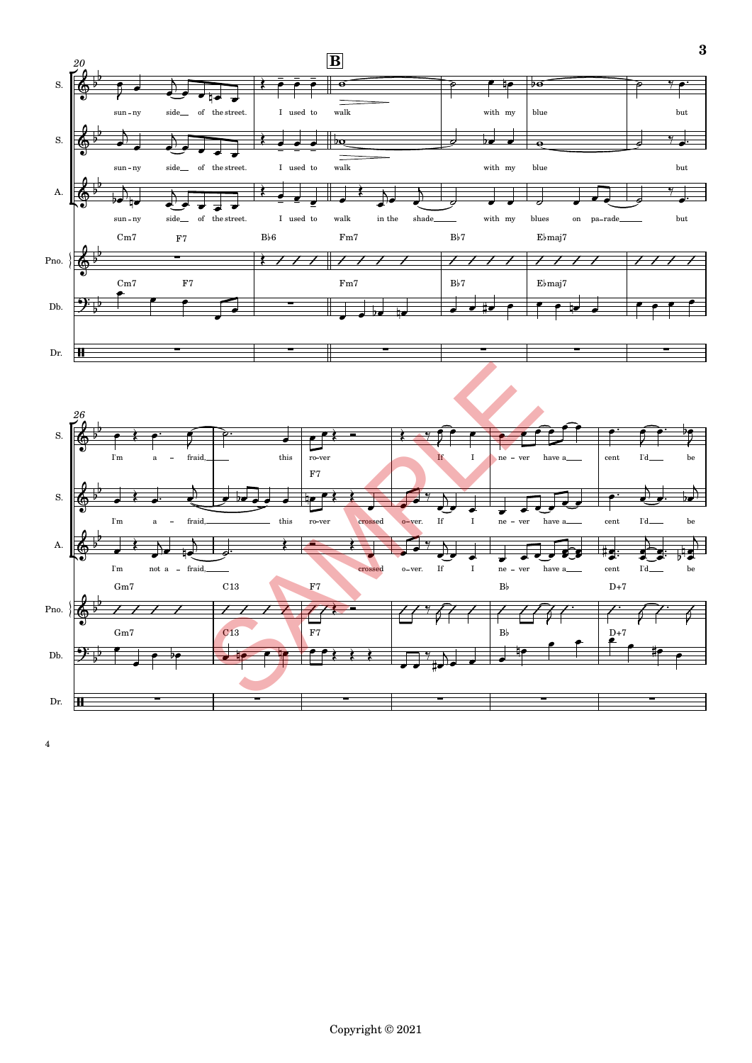Copyright © 2021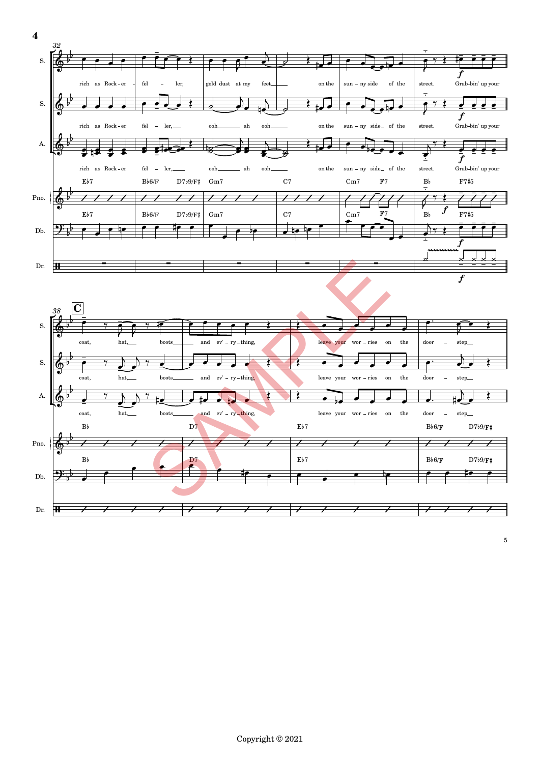rich as Rock-er fel - ler, gold dust at my feet on the sun - ny side of the street. Grab-bin' up your

rich as Rock-er fel - ler, ooh ah ooh on the sun - ny side of the street. Grab-bin' up your

rich as Rock-er fel - ler, ooh ah ooh on the sun - ny side of the street. Grab-bin' up your

E♭7 B♭6/F D7♭9/F♯ Gm7 C7 Cm7 F7 B♭ F7♯5

**C**

coat, hat, boots and ev' - ry - thing, leave your wor - ries on the door - step

coat, hat, boots and ev' - ry - thing, leave your wor - ries on the door - step

coat, hat, boots and ev' - ry - thing, leave your wor - ries on the door - step

B♭ D7 E♭7 B♭6/F D7♭9/F♯

Copyright © 2021